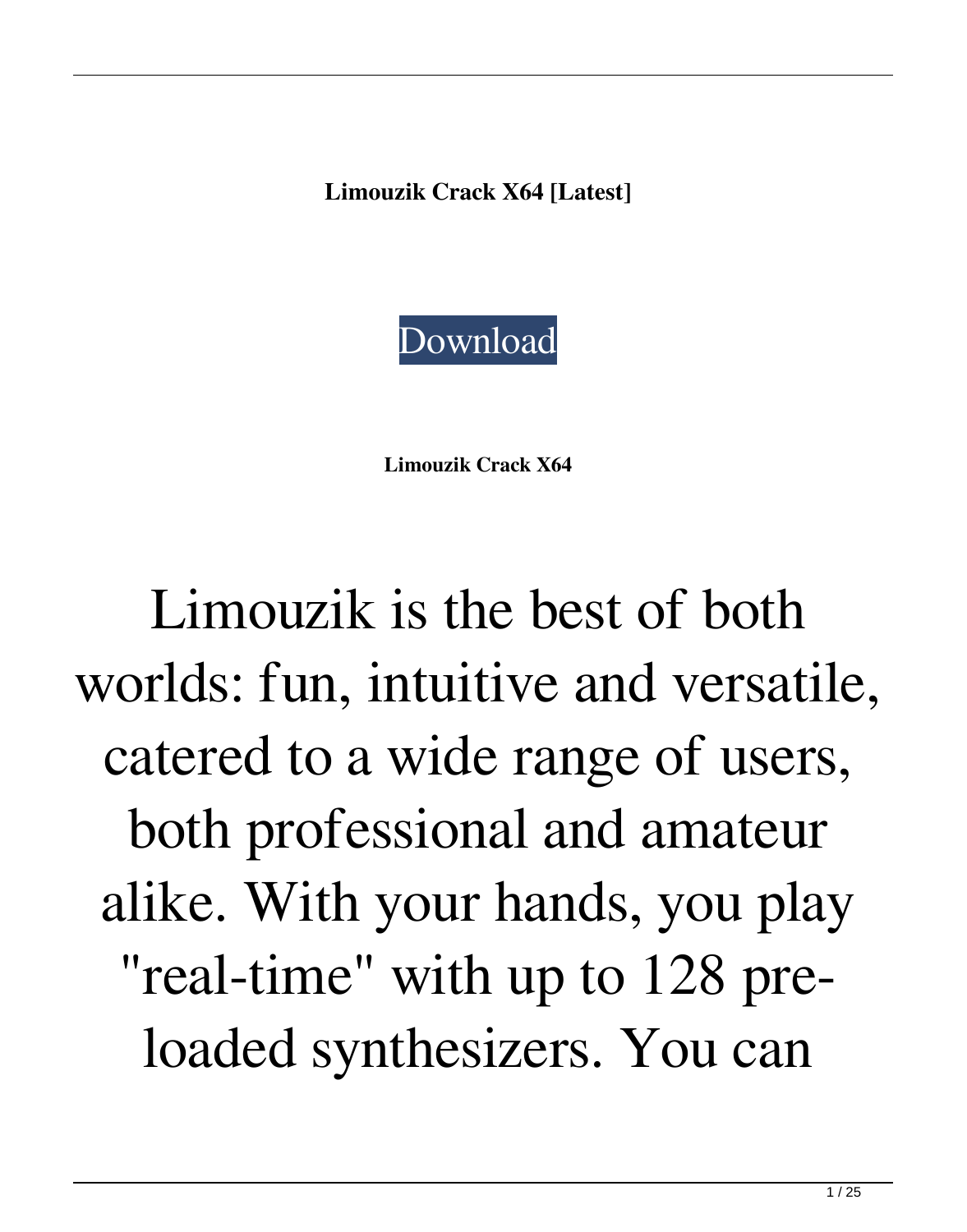**Limouzik Crack X64 [Latest]**

Download

**Limouzik Crack X64**

Limouzik is the best of both worlds: fun, intuitive and versatile, catered to a wide range of users, both professional and amateur alike. With your hands, you play "real-time" with up to 128 pre-loaded synthesizers. You can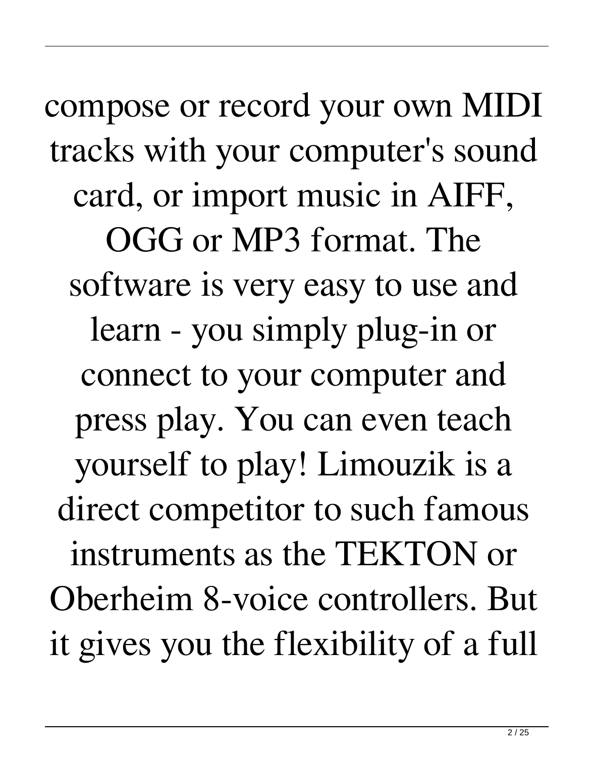compose or record your own MIDI tracks with your computer's sound card, or import music in AIFF, OGG or MP3 format. The software is very easy to use and learn - you simply plug-in or connect to your computer and press play. You can even teach yourself to play! Limouzik is a direct competitor to such famous instruments as the TEKTON or Oberheim 8-voice controllers. But it gives you the flexibility of a full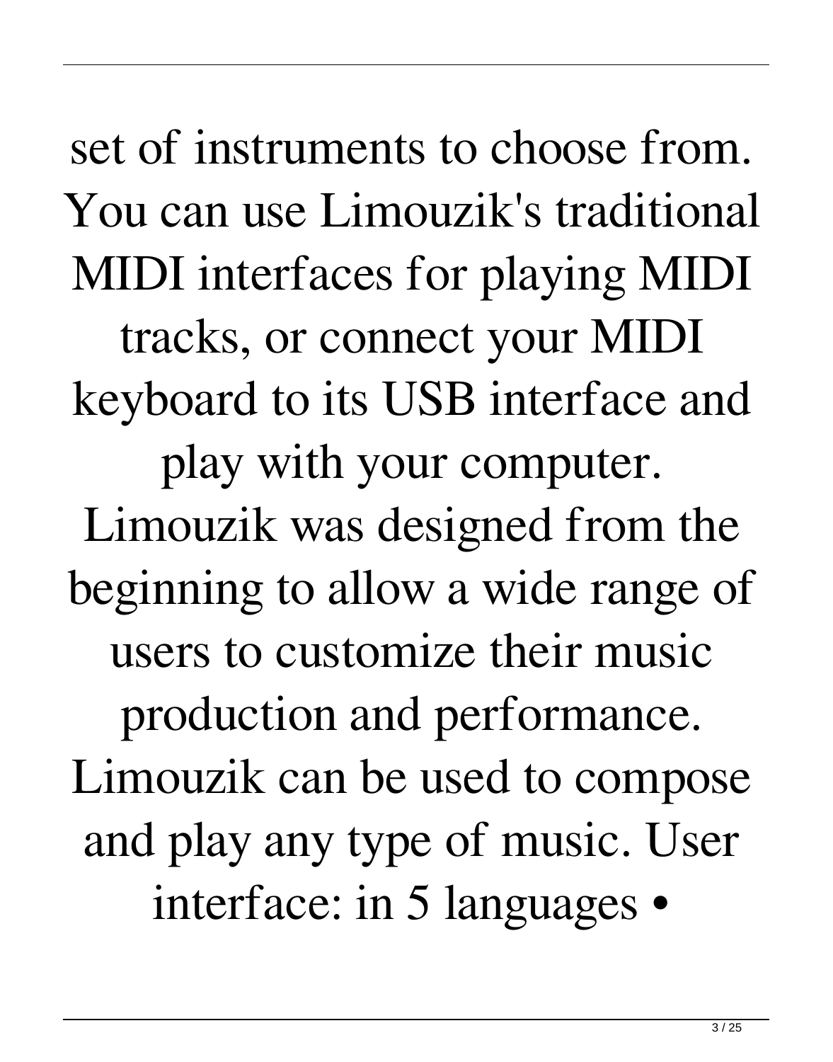set of instruments to choose from. You can use Limouzik's traditional MIDI interfaces for playing MIDI tracks, or connect your MIDI keyboard to its USB interface and play with your computer. Limouzik was designed from the beginning to allow a wide range of users to customize their music production and performance. Limouzik can be used to compose and play any type of music. User interface: in 5 languages •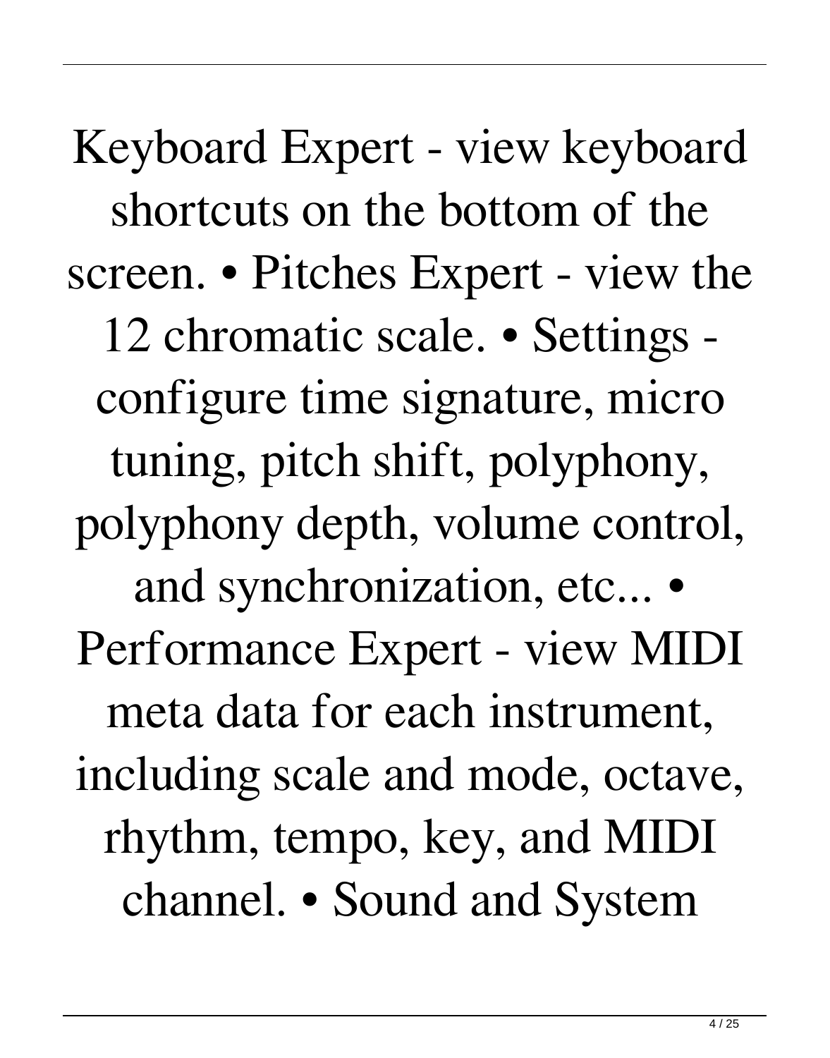Keyboard Expert - view keyboard shortcuts on the bottom of the screen. • Pitches Expert - view the 12 chromatic scale. • Settings - configure time signature, micro tuning, pitch shift, polyphony, polyphony depth, volume control, and synchronization, etc... • Performance Expert - view MIDI meta data for each instrument, including scale and mode, octave, rhythm, tempo, key, and MIDI channel. • Sound and System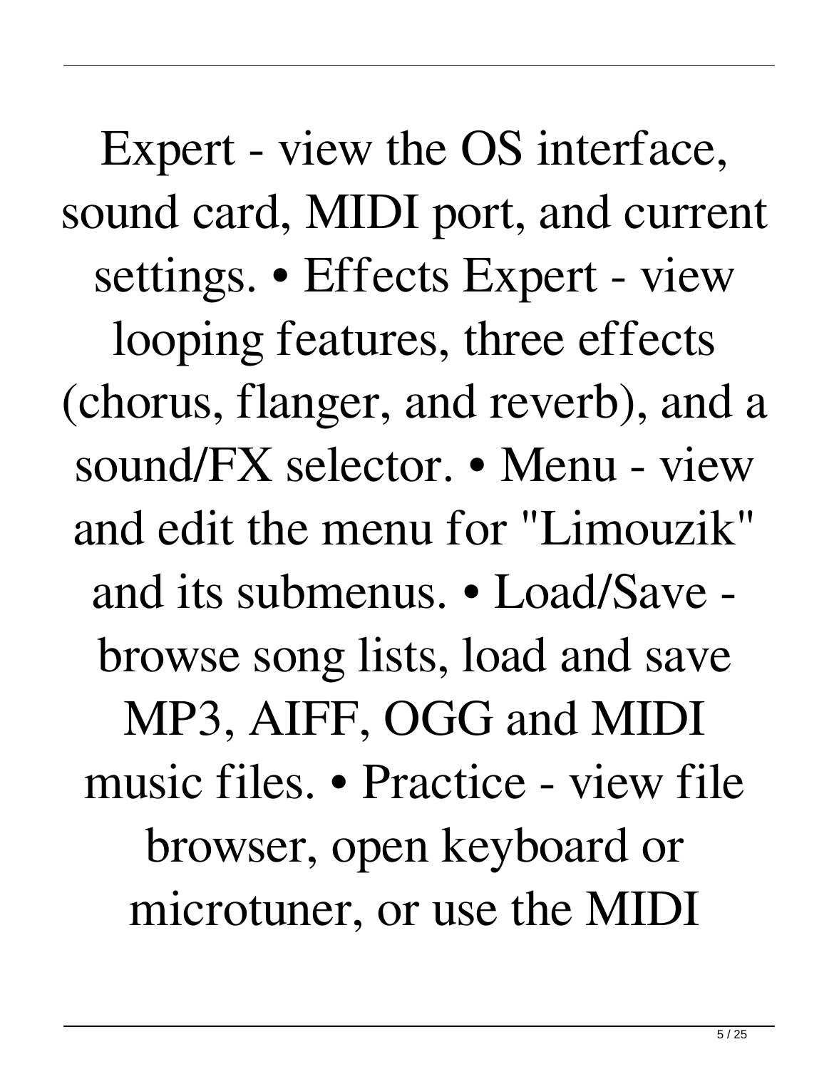Expert - view the OS interface, sound card, MIDI port, and current settings. • Effects Expert - view looping features, three effects (chorus, flanger, and reverb), and a sound/FX selector. • Menu - view and edit the menu for "Limouzik" and its submenus. • Load/Save - browse song lists, load and save MP3, AIFF, OGG and MIDI music files. • Practice - view file browser, open keyboard or microtuner, or use the MIDI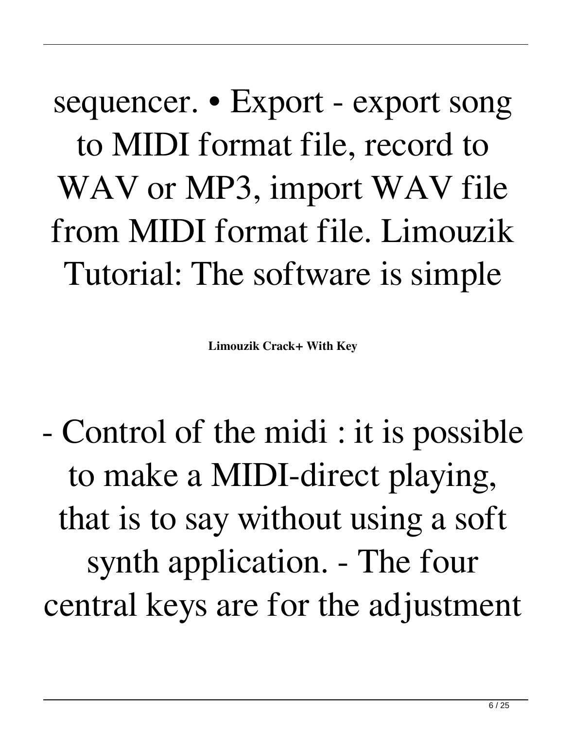sequencer. • Export - export song to MIDI format file, record to WAV or MP3, import WAV file from MIDI format file. Limouzik Tutorial: The software is simple

**Limouzik Crack+ With Key**

- Control of the midi : it is possible to make a MIDI-direct playing, that is to say without using a soft synth application. - The four central keys are for the adjustment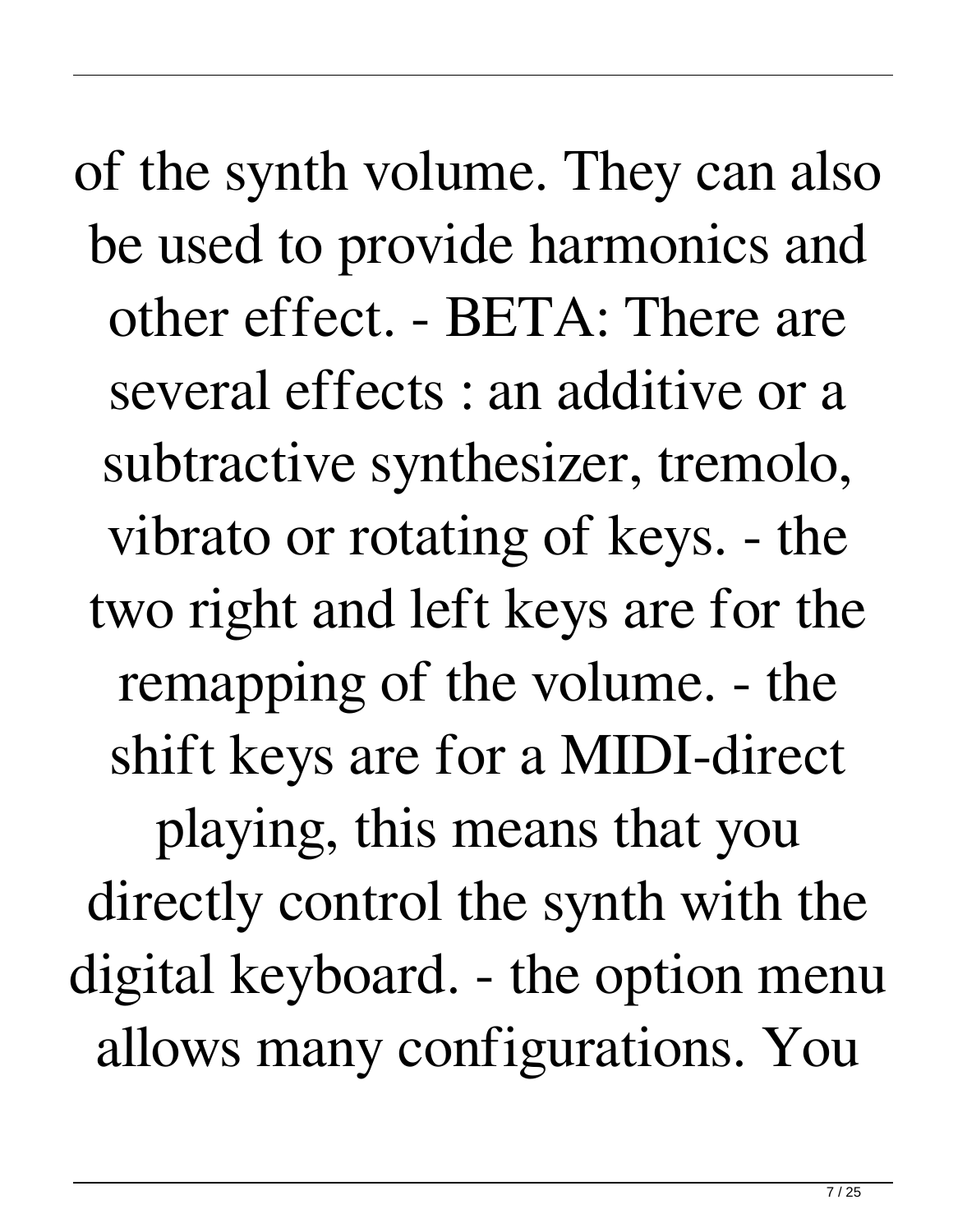of the synth volume. They can also be used to provide harmonics and other effect. - BETA: There are several effects : an additive or a subtractive synthesizer, tremolo, vibrato or rotating of keys. - the two right and left keys are for the remapping of the volume. - the shift keys are for a MIDI-direct playing, this means that you directly control the synth with the digital keyboard. - the option menu allows many configurations. You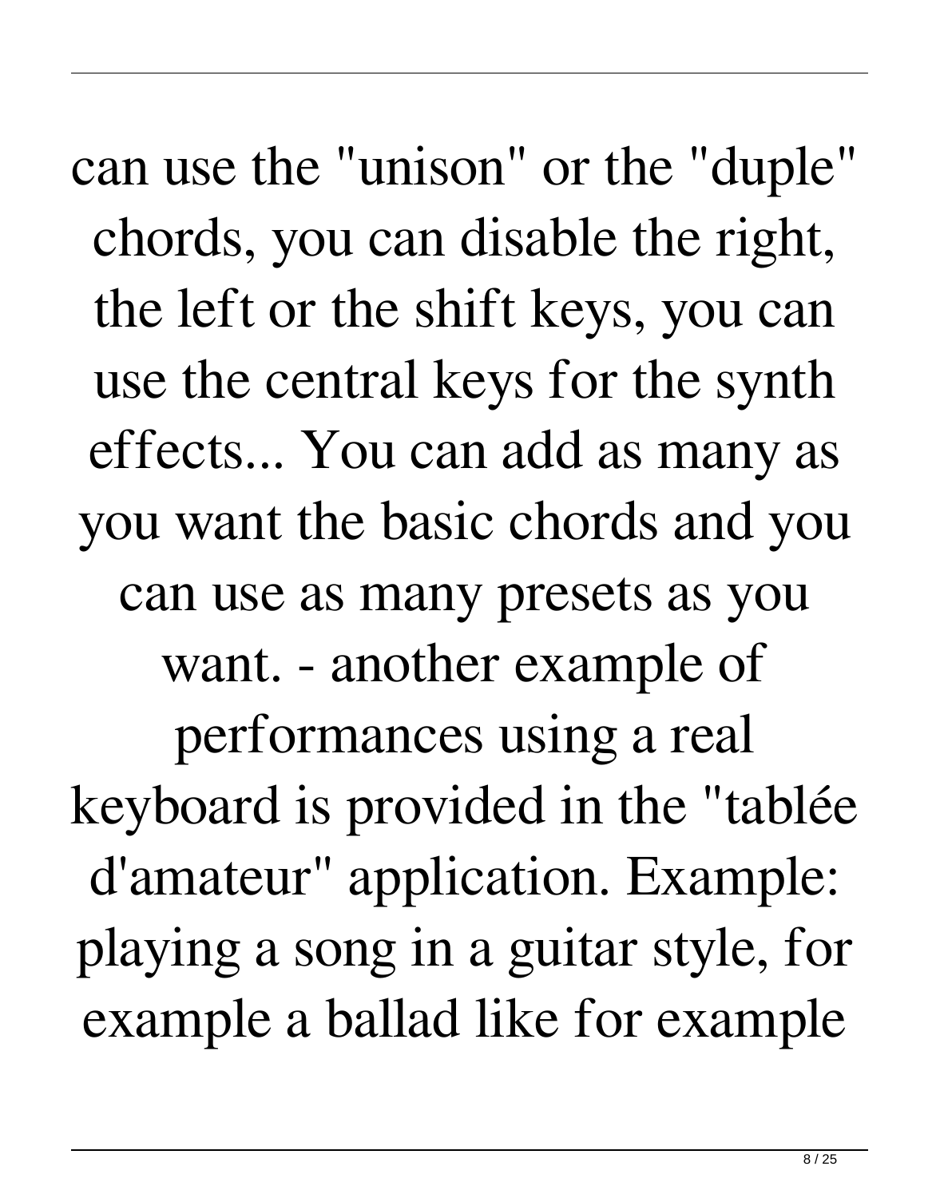can use the "unison" or the "duple" chords, you can disable the right, the left or the shift keys, you can use the central keys for the synth effects... You can add as many as you want the basic chords and you can use as many presets as you want. - another example of performances using a real keyboard is provided in the "tablée d'amateur" application. Example: playing a song in a guitar style, for example a ballad like for example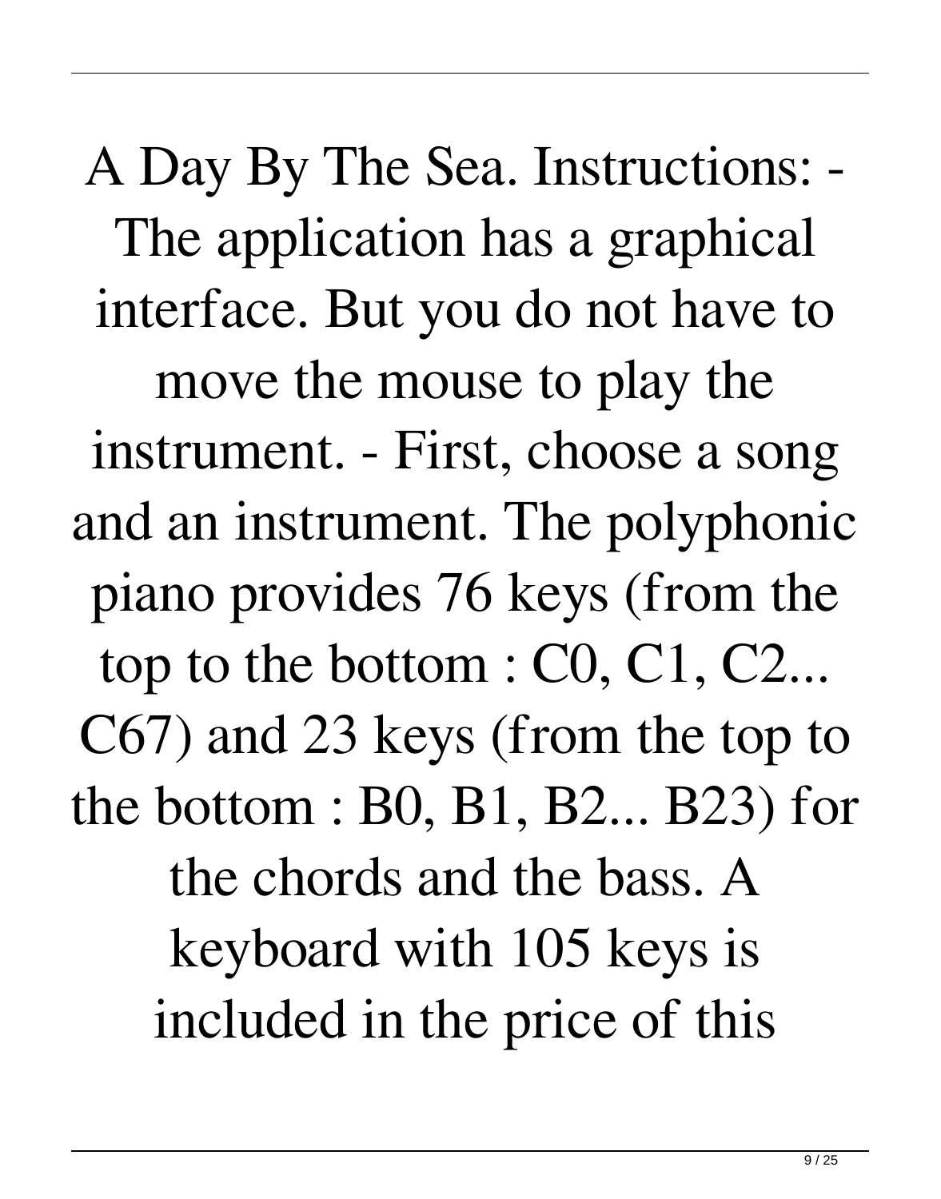A Day By The Sea. Instructions: - The application has a graphical interface. But you do not have to move the mouse to play the instrument. - First, choose a song and an instrument. The polyphonic piano provides 76 keys (from the top to the bottom : C0, C1, C2... C67) and 23 keys (from the top to the bottom : B0, B1, B2... B23) for the chords and the bass. A keyboard with 105 keys is included in the price of this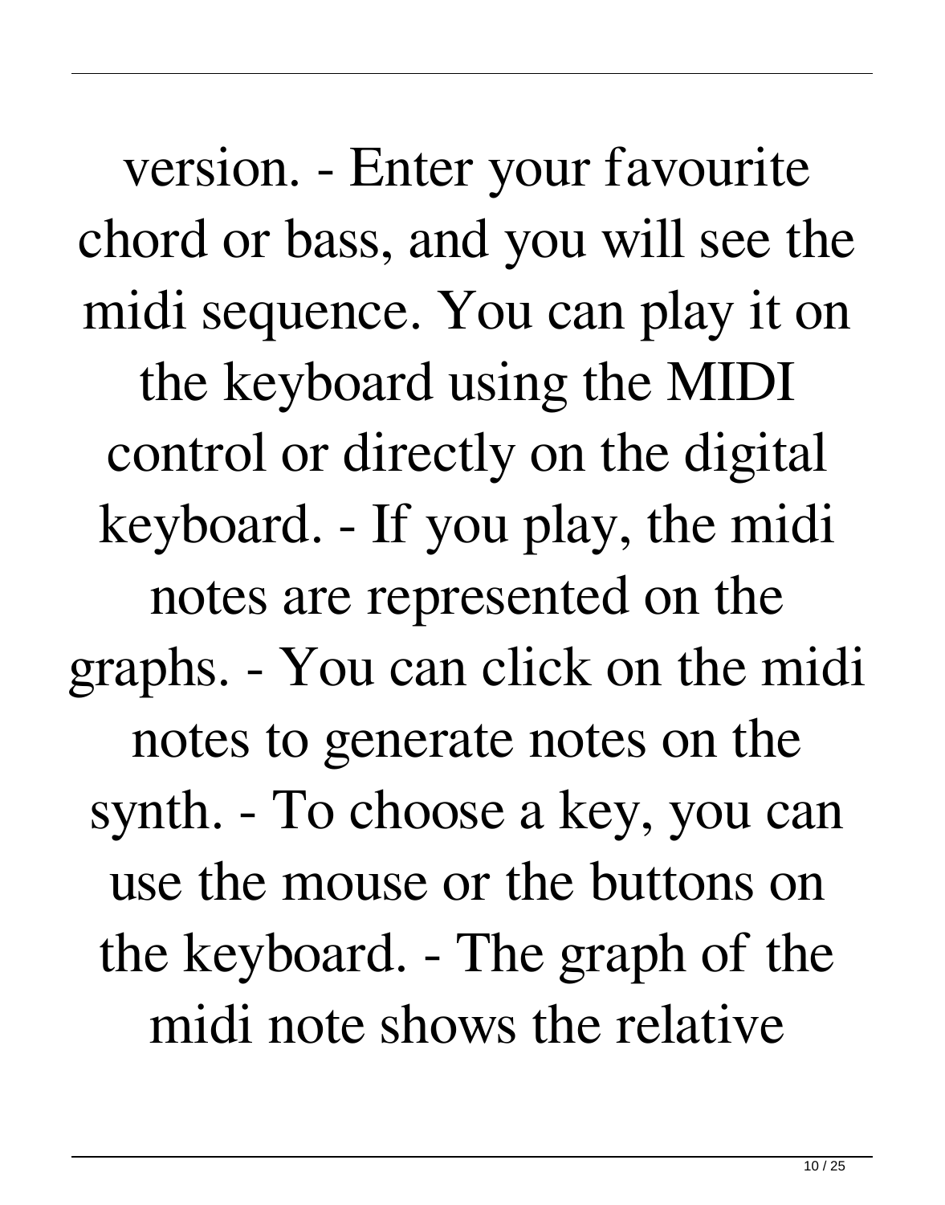version. - Enter your favourite chord or bass, and you will see the midi sequence. You can play it on the keyboard using the MIDI control or directly on the digital keyboard. - If you play, the midi notes are represented on the graphs. - You can click on the midi notes to generate notes on the synth. - To choose a key, you can use the mouse or the buttons on the keyboard. - The graph of the midi note shows the relative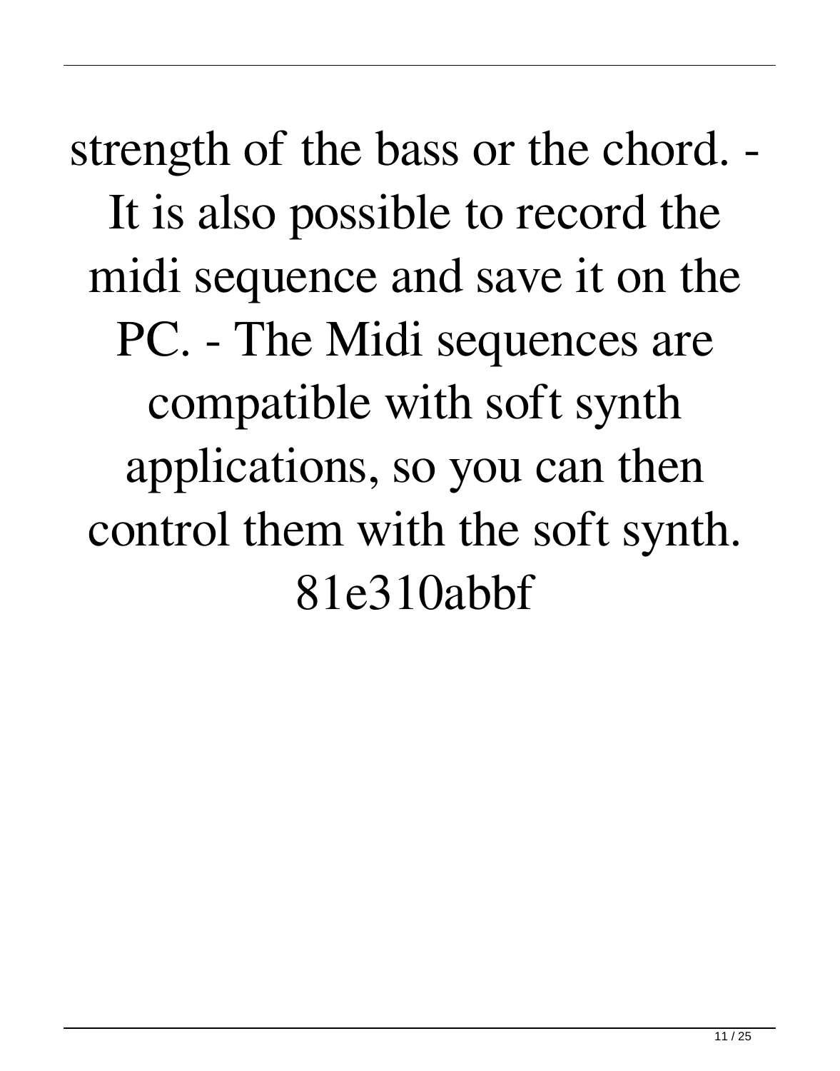strength of the bass or the chord. - It is also possible to record the midi sequence and save it on the PC. - The Midi sequences are compatible with soft synth applications, so you can then control them with the soft synth. 81e310abbf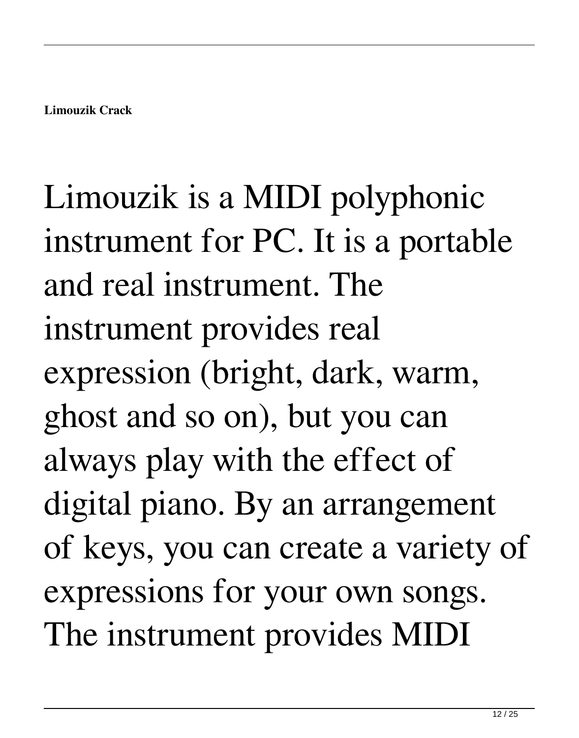**Limouzik Crack**

Limouzik is a MIDI polyphonic instrument for PC. It is a portable and real instrument. The instrument provides real expression (bright, dark, warm, ghost and so on), but you can always play with the effect of digital piano. By an arrangement of keys, you can create a variety of expressions for your own songs. The instrument provides MIDI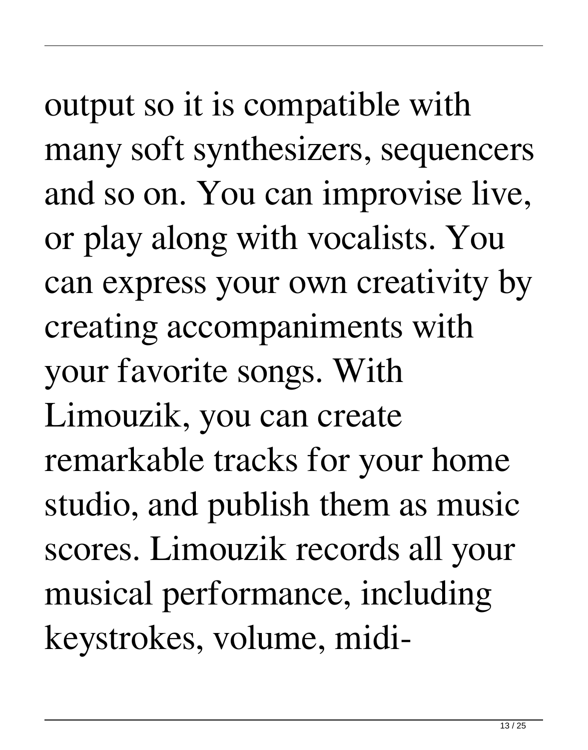output so it is compatible with many soft synthesizers, sequencers and so on. You can improvise live, or play along with vocalists. You can express your own creativity by creating accompaniments with your favorite songs. With Limouzik, you can create remarkable tracks for your home studio, and publish them as music scores. Limouzik records all your musical performance, including keystrokes, volume, midi-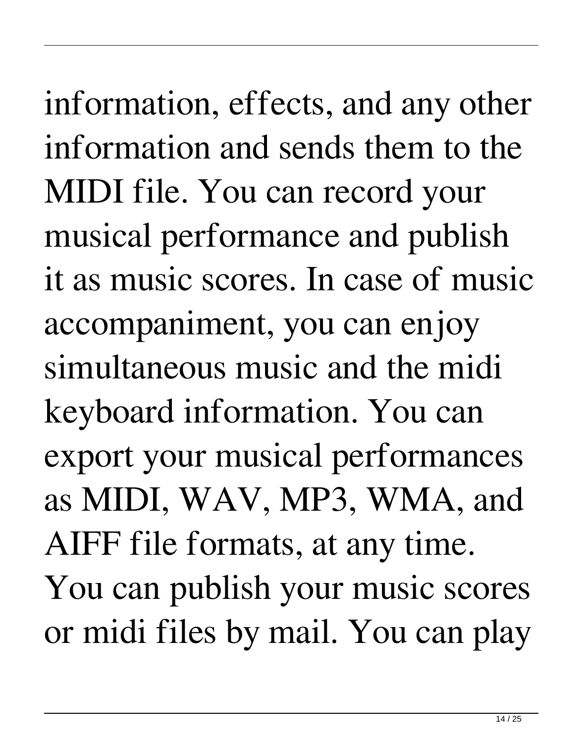information, effects, and any other information and sends them to the MIDI file. You can record your musical performance and publish it as music scores. In case of music accompaniment, you can enjoy simultaneous music and the midi keyboard information. You can export your musical performances as MIDI, WAV, MP3, WMA, and AIFF file formats, at any time. You can publish your music scores or midi files by mail. You can play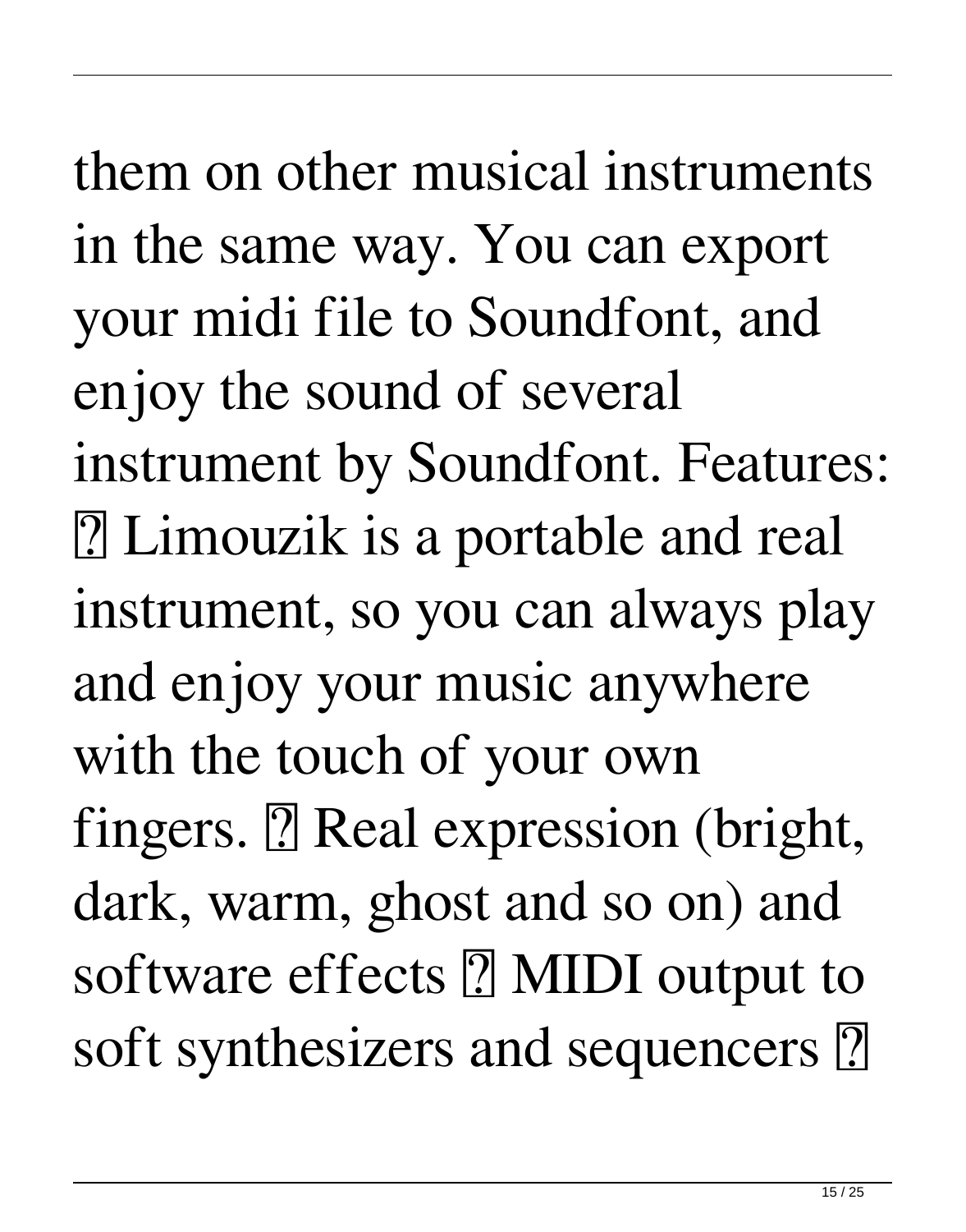them on other musical instruments in the same way. You can export your midi file to Soundfont, and enjoy the sound of several instrument by Soundfont. Features: � Limouzik is a portable and real instrument, so you can always play and enjoy your music anywhere with the touch of your own fingers. � Real expression (bright, dark, warm, ghost and so on) and software effects � MIDI output to soft synthesizers and sequencers �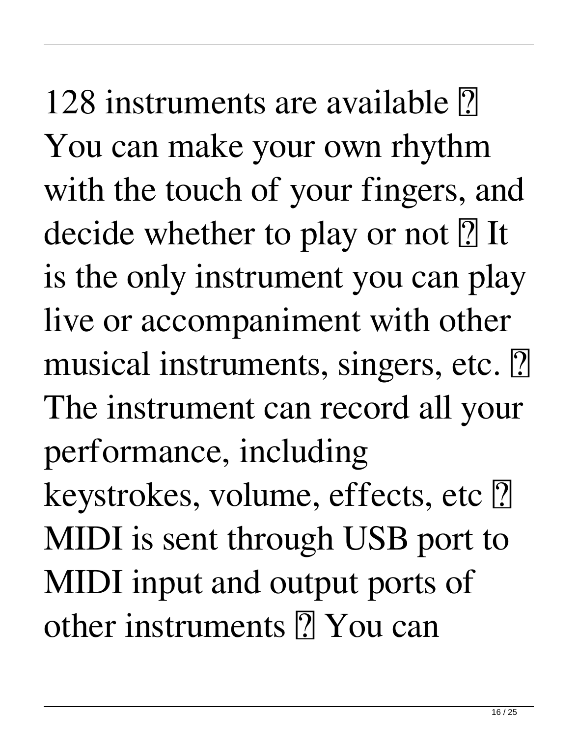128 instruments are available ✓ You can make your own rhythm with the touch of your fingers, and decide whether to play or not ✓ It is the only instrument you can play live or accompaniment with other musical instruments, singers, etc. ✓ The instrument can record all your performance, including keystrokes, volume, effects, etc ✓ MIDI is sent through USB port to MIDI input and output ports of other instruments ✓ You can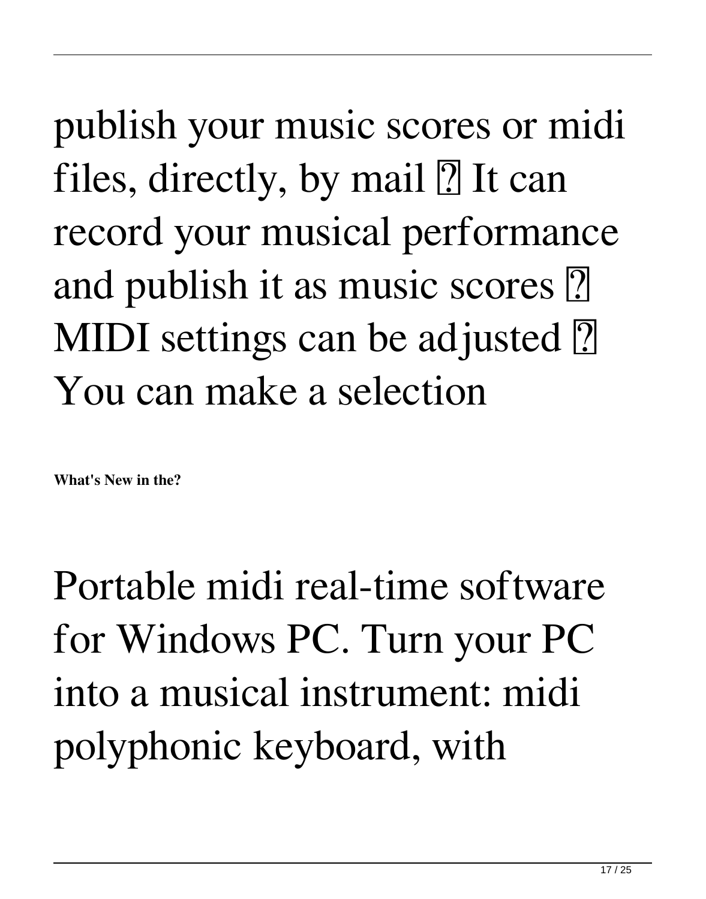publish your music scores or midi files, directly, by mail ? It can record your musical performance and publish it as music scores ? MIDI settings can be adjusted ? You can make a selection

**What's New in the?**

Portable midi real-time software for Windows PC. Turn your PC into a musical instrument: midi polyphonic keyboard, with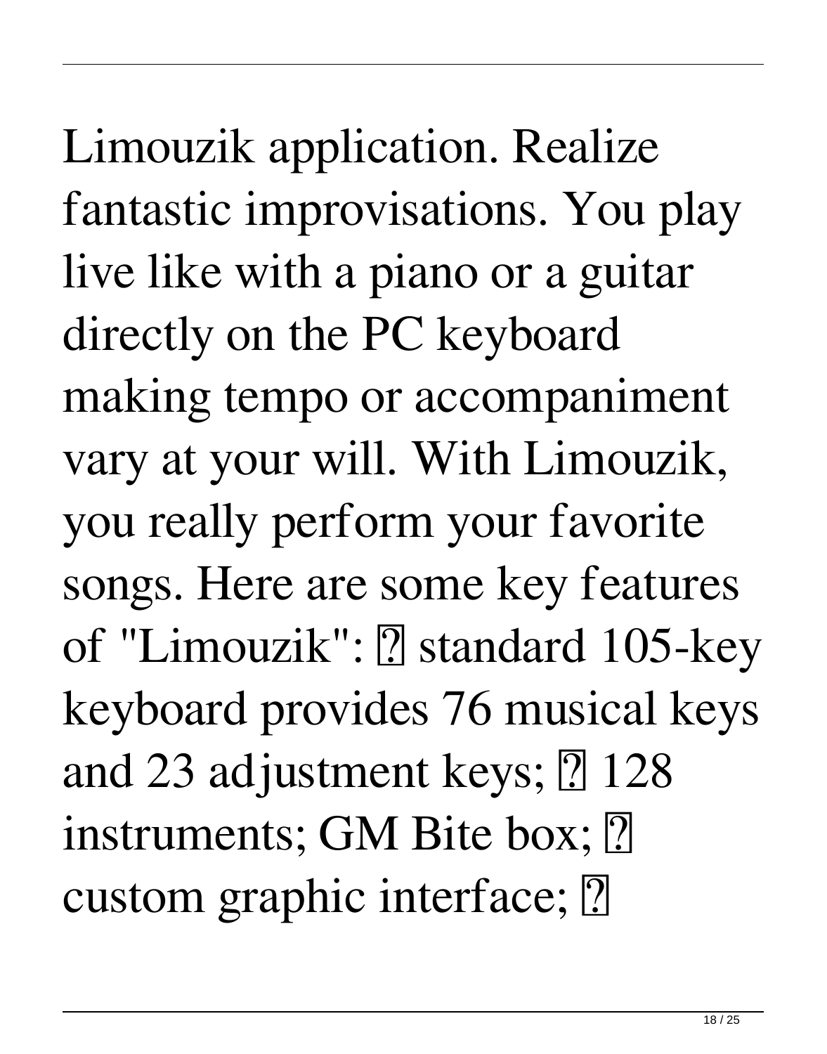Limouzik application. Realize fantastic improvisations. You play live like with a piano or a guitar directly on the PC keyboard making tempo or accompaniment vary at your will. With Limouzik, you really perform your favorite songs. Here are some key features of "Limouzik": ▯ standard 105-key keyboard provides 76 musical keys and 23 adjustment keys; ▯ 128 instruments; GM Bite box; ▯ custom graphic interface; ▯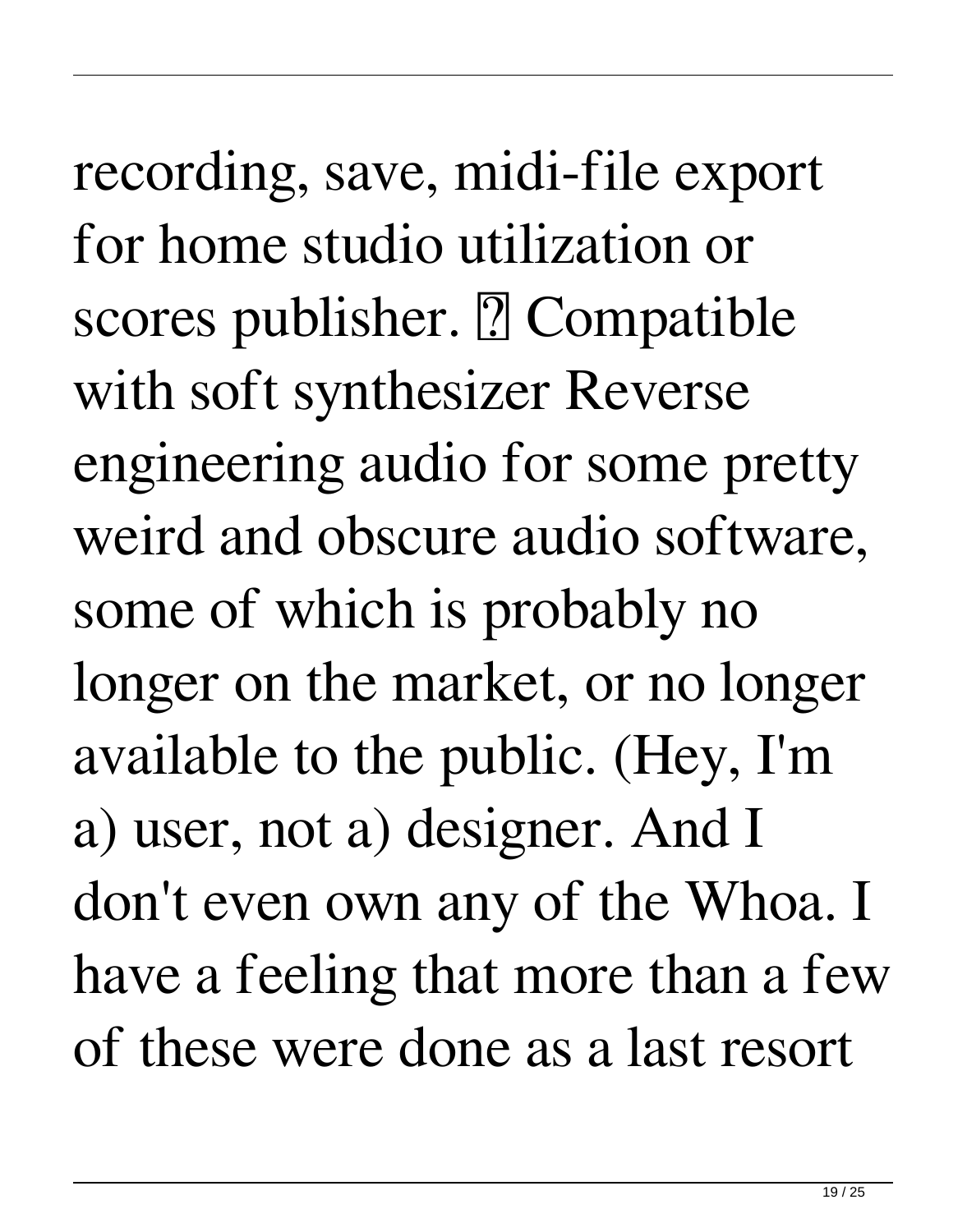recording, save, midi-file export for home studio utilization or scores publisher. ⍰ Compatible with soft synthesizer Reverse engineering audio for some pretty weird and obscure audio software, some of which is probably no longer on the market, or no longer available to the public. (Hey, I'm a) user, not a) designer. And I don't even own any of the Whoa. I have a feeling that more than a few of these were done as a last resort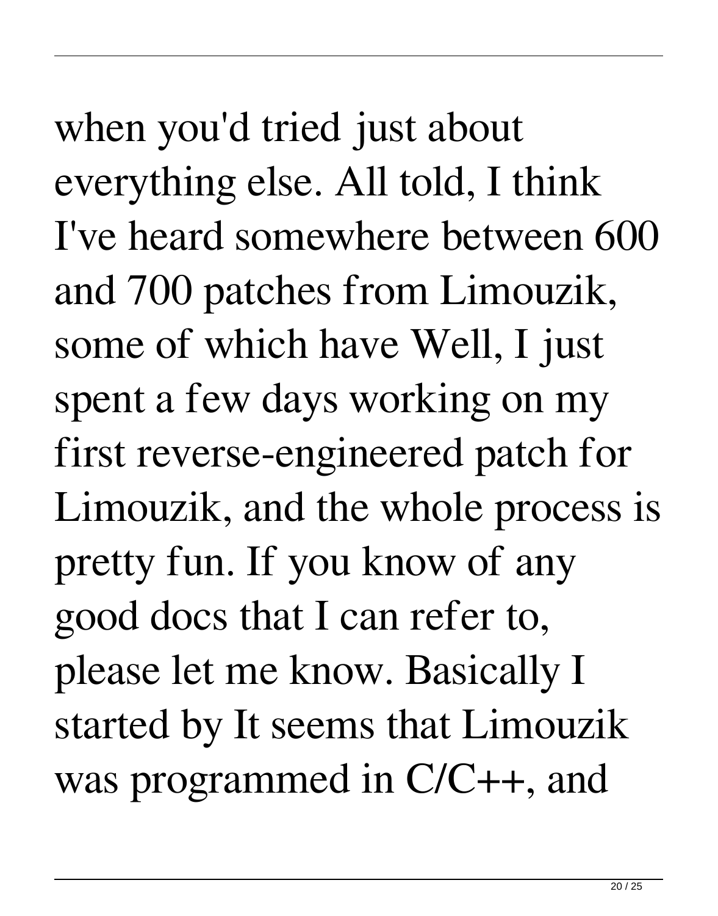when you'd tried just about everything else. All told, I think I've heard somewhere between 600 and 700 patches from Limouzik, some of which have Well, I just spent a few days working on my first reverse-engineered patch for Limouzik, and the whole process is pretty fun. If you know of any good docs that I can refer to, please let me know. Basically I started by It seems that Limouzik was programmed in C/C++, and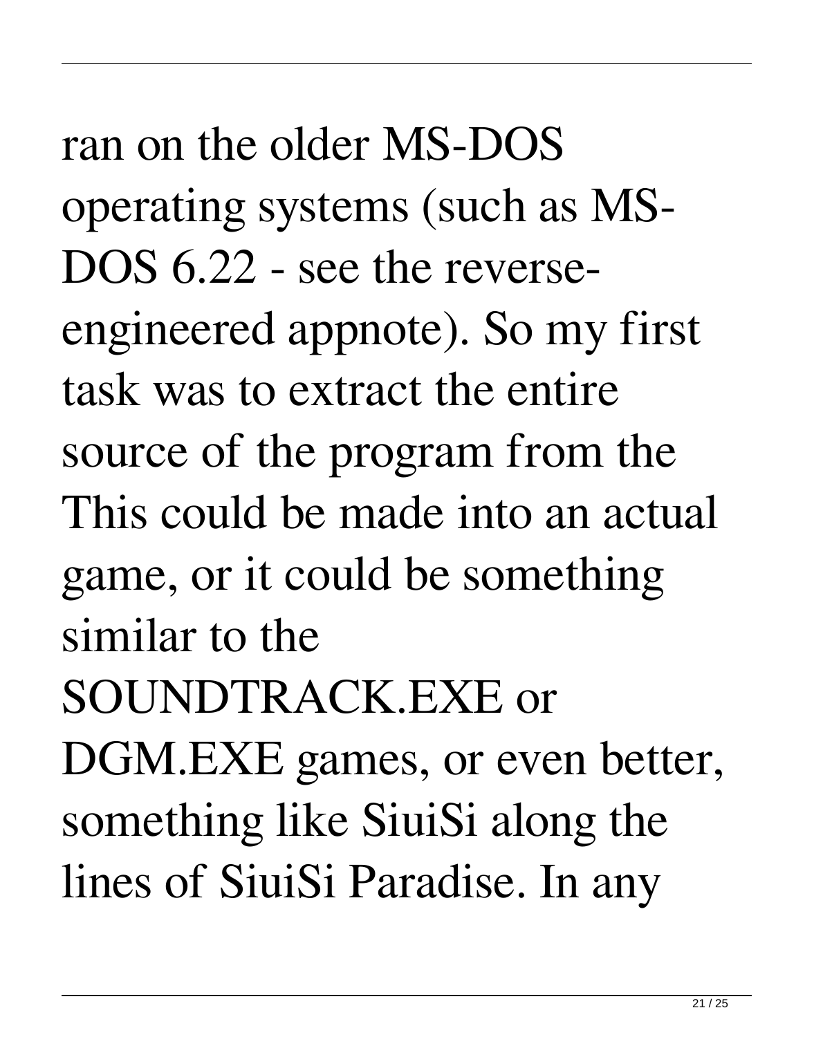ran on the older MS-DOS operating systems (such as MS-DOS 6.22 - see the reverse-engineered appnote). So my first task was to extract the entire source of the program from the This could be made into an actual game, or it could be something similar to the SOUNDTRACK.EXE or DGM.EXE games, or even better, something like SiuiSi along the lines of SiuiSi Paradise. In any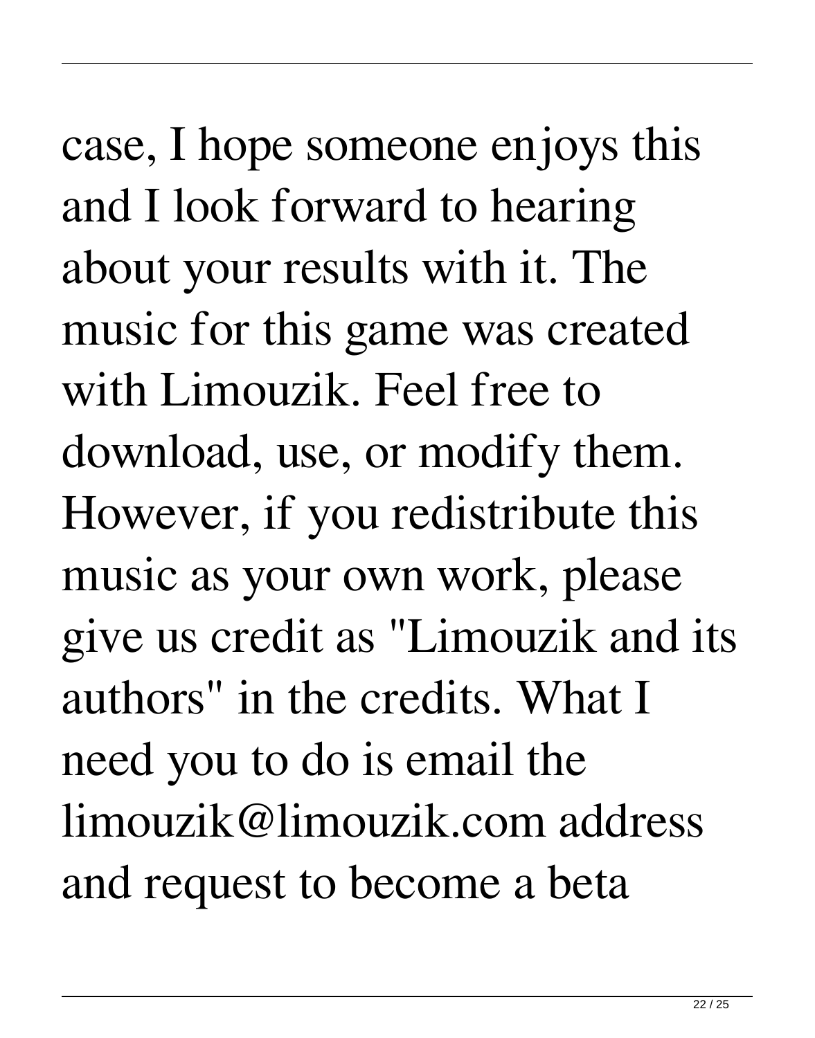case, I hope someone enjoys this and I look forward to hearing about your results with it. The music for this game was created with Limouzik. Feel free to download, use, or modify them. However, if you redistribute this music as your own work, please give us credit as "Limouzik and its authors" in the credits. What I need you to do is email the limouzik@limouzik.com address and request to become a beta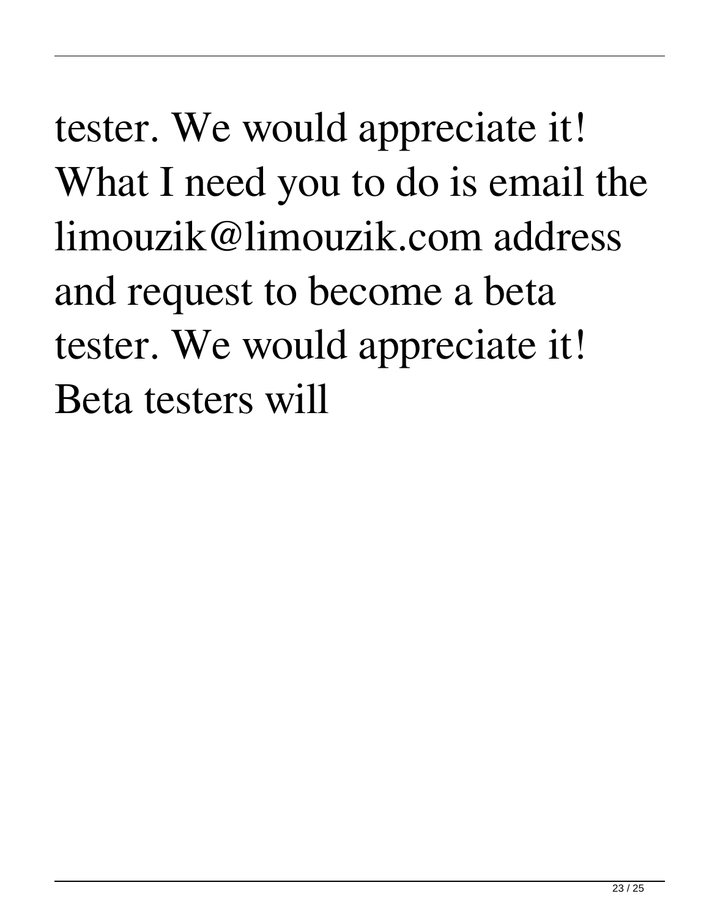tester. We would appreciate it! What I need you to do is email the limouzik@limouzik.com address and request to become a beta tester. We would appreciate it! Beta testers will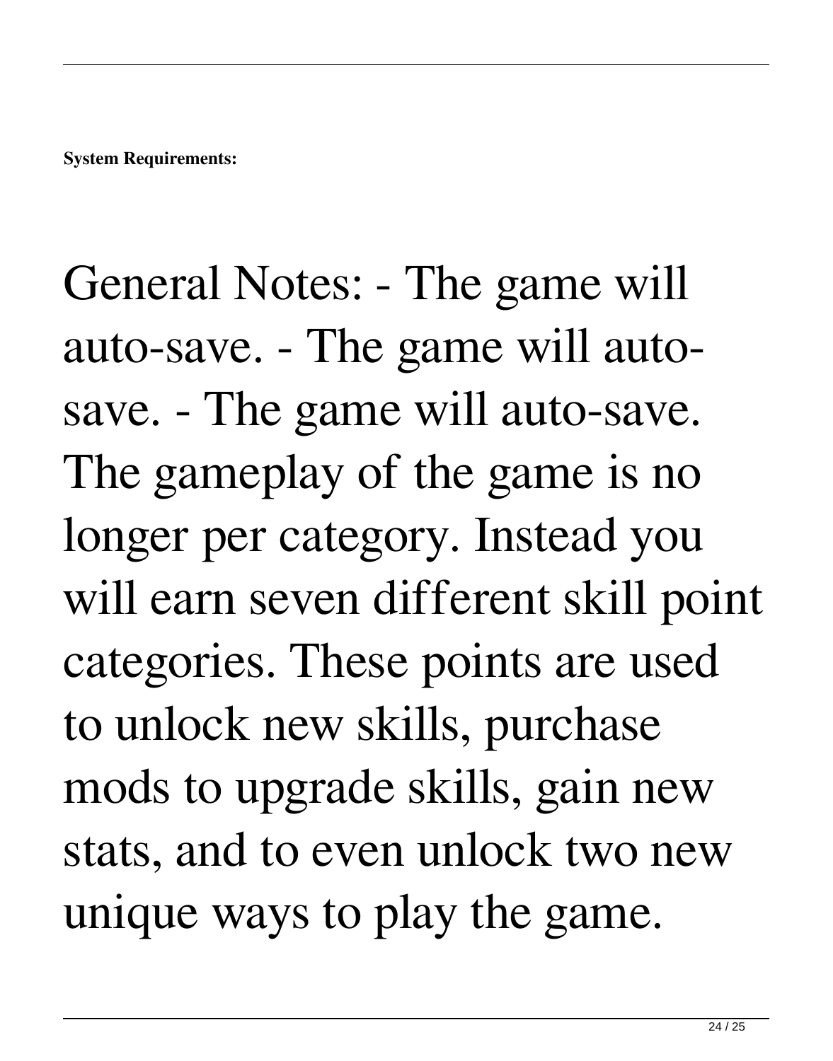**System Requirements:**

General Notes: - The game will auto-save. - The game will auto-save. - The game will auto-save. The gameplay of the game is no longer per category. Instead you will earn seven different skill point categories. These points are used to unlock new skills, purchase mods to upgrade skills, gain new stats, and to even unlock two new unique ways to play the game.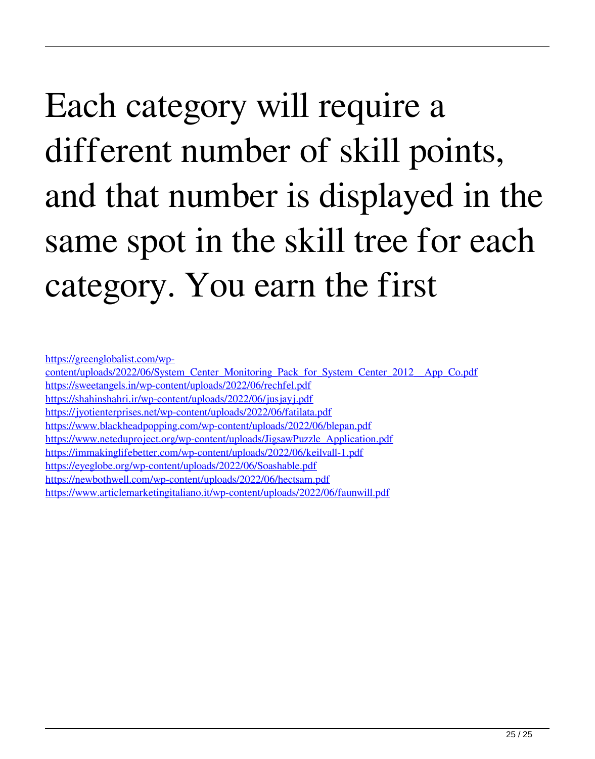# Each category will require a different number of skill points, and that number is displayed in the same spot in the skill tree for each category. You earn the first

https://greenglobalist.com/wp-content/uploads/2022/06/System_Center_Monitoring_Pack_for_System_Center_2012__App_Co.pdf
https://sweetangels.in/wp-content/uploads/2022/06/rechfel.pdf
https://shahinshahri.ir/wp-content/uploads/2022/06/jusjayj.pdf
https://jyotienterprises.net/wp-content/uploads/2022/06/fatilata.pdf
https://www.blackheadpopping.com/wp-content/uploads/2022/06/blepan.pdf
https://www.neteduproject.org/wp-content/uploads/JigsawPuzzle_Application.pdf
https://immakinglifebetter.com/wp-content/uploads/2022/06/keilvall-1.pdf
https://eyeglobe.org/wp-content/uploads/2022/06/Soashable.pdf
https://newbothwell.com/wp-content/uploads/2022/06/hectsam.pdf
https://www.articlemarketingitaliano.it/wp-content/uploads/2022/06/faunwill.pdf